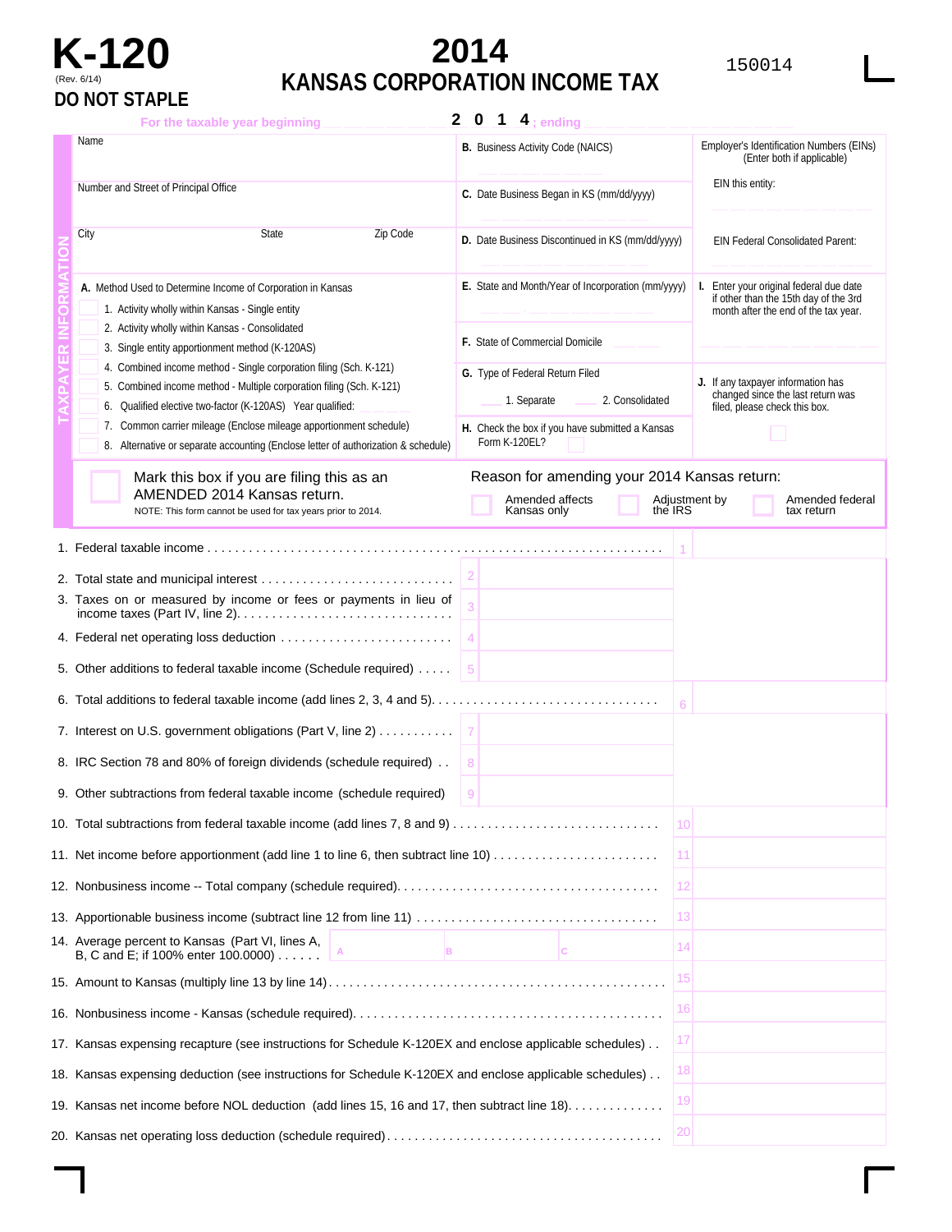# K-120

(Rev. 6/14)

**DO NOT STAPLE**

# 2014 KANSAS CORPORATION INCOME TAX

150014

For the taxable year beginning _______ 2 0 1 4 ; ending _______

## TAXPAYER INFORMATION

Name

Number and Street of Principal Office

City | State | Zip Code

**A.** Method Used to Determine Income of Corporation in Kansas

1. Activity wholly within Kansas - Single entity
2. Activity wholly within Kansas - Consolidated
3. Single entity apportionment method (K-120AS)
4. Combined income method - Single corporation filing (Sch. K-121)
5. Combined income method - Multiple corporation filing (Sch. K-121)
6. Qualified elective two-factor (K-120AS) Year qualified: ____
7. Common carrier mileage (Enclose mileage apportionment schedule)
8. Alternative or separate accounting (Enclose letter of authorization & schedule)

**B.** Business Activity Code (NAICS)

**C.** Date Business Began in KS (mm/dd/yyyy)

**D.** Date Business Discontinued in KS (mm/dd/yyyy)

**E.** State and Month/Year of Incorporation (mm/yyyy)

**F.** State of Commercial Domicile

**G.** Type of Federal Return Filed

___ 1. Separate ___ 2. Consolidated

**H.** Check the box if you have submitted a Kansas Form K-120EL?

Employer's Identification Numbers (EINs) (Enter both if applicable)

EIN this entity:

EIN Federal Consolidated Parent:

**I.** Enter your original federal due date if other than the 15th day of the 3rd month after the end of the tax year.

**J.** If any taxpayer information has changed since the last return was filed, please check this box.

Mark this box if you are filing this as an AMENDED 2014 Kansas return.

NOTE: This form cannot be used for tax years prior to 2014.

Reason for amending your 2014 Kansas return:

☐ Amended affects Kansas only ☐ Adjustment by the IRS ☐ Amended federal tax return

1. Federal taxable income . . . . . . . . . . 1
2. Total state and municipal interest . . . . . . . . . . 2
3. Taxes on or measured by income or fees or payments in lieu of income taxes (Part IV, line 2). . . . . . . . . . 3
4. Federal net operating loss deduction . . . . . . . . . . 4
5. Other additions to federal taxable income (Schedule required) . . . . . 5
6. Total additions to federal taxable income (add lines 2, 3, 4 and 5). . . . . . . . . . 6
7. Interest on U.S. government obligations (Part V, line 2) . . . . . . . . . . 7
8. IRC Section 78 and 80% of foreign dividends (schedule required) . . 8
9. Other subtractions from federal taxable income (schedule required) 9
10. Total subtractions from federal taxable income (add lines 7, 8 and 9) . . . . . . . . . . 10
11. Net income before apportionment (add line 1 to line 6, then subtract line 10) . . . . . . . . . . 11
12. Nonbusiness income -- Total company (schedule required). . . . . . . . . . 12
13. Apportionable business income (subtract line 12 from line 11) . . . . . . . . . . 13
14. Average percent to Kansas (Part VI, lines A, B, C and E; if 100% enter 100.0000) . . . . . . A B C 14
15. Amount to Kansas (multiply line 13 by line 14). . . . . . . . . . 15
16. Nonbusiness income - Kansas (schedule required). . . . . . . . . . 16
17. Kansas expensing recapture (see instructions for Schedule K-120EX and enclose applicable schedules) . . 17
18. Kansas expensing deduction (see instructions for Schedule K-120EX and enclose applicable schedules) . . 18
19. Kansas net income before NOL deduction (add lines 15, 16 and 17, then subtract line 18). . . . . . . . . . 19
20. Kansas net operating loss deduction (schedule required). . . . . . . . . . 20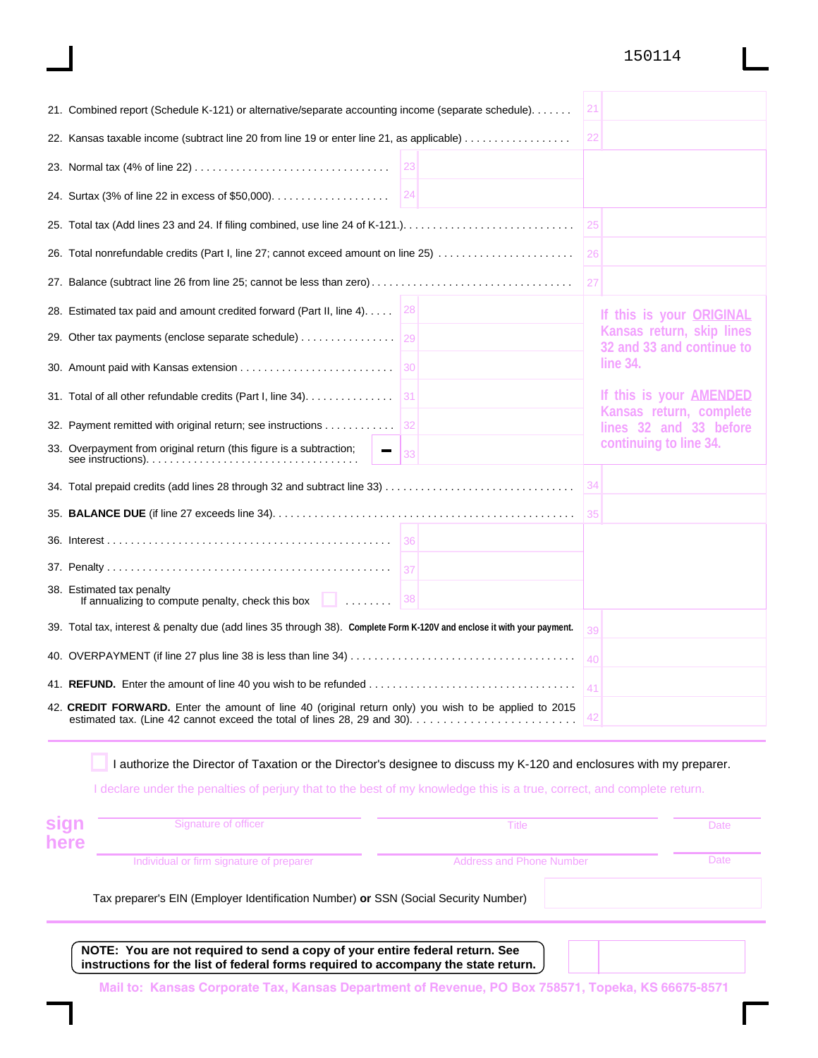150114

21. Combined report (Schedule K-121) or alternative/separate accounting income (separate schedule). . . . . . . 21

22. Kansas taxable income (subtract line 20 from line 19 or enter line 21, as applicable) . . . . . . . . . . . . . . . . . . 22

23. Normal tax (4% of line 22) . . . . . . . . . . . . . . . . . . . . . . . . . . . . . . . . . 23

24. Surtax (3% of line 22 in excess of $50,000). . . . . . . . . . . . . . . . . . . . 24

25. Total tax (Add lines 23 and 24. If filing combined, use line 24 of K-121.). . . . . . . . . . . . . . . . . . . . . . . . . . . . . 25

26. Total nonrefundable credits (Part I, line 27; cannot exceed amount on line 25) . . . . . . . . . . . . . . . . . . . . . . . 26

27. Balance (subtract line 26 from line 25; cannot be less than zero) . . . . . . . . . . . . . . . . . . . . . . . . . . . . . . . . . 27

28. Estimated tax paid and amount credited forward (Part II, line 4). . . . . 28

29. Other tax payments (enclose separate schedule) . . . . . . . . . . . . . . . . 29

30. Amount paid with Kansas extension . . . . . . . . . . . . . . . . . . . . . . . . . . 30

31. Total of all other refundable credits (Part I, line 34). . . . . . . . . . . . . . . 31

32. Payment remitted with original return; see instructions . . . . . . . . . . . . 32

33. Overpayment from original return (this figure is a subtraction; see instructions). . . . . . . . . . . . . . . . . . . . . . . . . . . . . . . . . . . . – 33

If this is your **ORIGINAL** Kansas return, skip lines 32 and 33 and continue to line 34.

If this is your **AMENDED** Kansas return, complete lines 32 and 33 before continuing to line 34.

34. Total prepaid credits (add lines 28 through 32 and subtract line 33) . . . . . . . . . . . . . . . . . . . . . . . . . . . . . . . 34

35. **BALANCE DUE** (if line 27 exceeds line 34). . . . . . . . . . . . . . . . . . . . . . . . . . . . . . . . . . . . . . . . . . . . . . . . . 35

36. Interest . . . . . . . . . . . . . . . . . . . . . . . . . . . . . . . . . . . . . . . . . . . . . . . . 36

37. Penalty . . . . . . . . . . . . . . . . . . . . . . . . . . . . . . . . . . . . . . . . . . . . . . . . 37

38. Estimated tax penalty
If annualizing to compute penalty, check this box ☐ . . . . . . . . 38

39. Total tax, interest & penalty due (add lines 35 through 38). **Complete Form K-120V and enclose it with your payment.** 39

40. OVERPAYMENT (if line 27 plus line 38 is less than line 34) . . . . . . . . . . . . . . . . . . . . . . . . . . . . . . . . . . . . . 40

41. **REFUND.** Enter the amount of line 40 you wish to be refunded . . . . . . . . . . . . . . . . . . . . . . . . . . . . . . . . . . 41

42. **CREDIT FORWARD.** Enter the amount of line 40 (original return only) you wish to be applied to 2015 estimated tax. (Line 42 cannot exceed the total of lines 28, 29 and 30). . . . . . . . . . . . . . . . . . . . . . . . . . 42

☐ I authorize the Director of Taxation or the Director's designee to discuss my K-120 and enclosures with my preparer.

I declare under the penalties of perjury that to the best of my knowledge this is a true, correct, and complete return.

**sign here**

| Signature of officer | Title | Date |
|---|---|---|
| Individual or firm signature of preparer | Address and Phone Number | Date |

Tax preparer's EIN (Employer Identification Number) **or** SSN (Social Security Number)

**NOTE: You are not required to send a copy of your entire federal return. See instructions for the list of federal forms required to accompany the state return.**

**Mail to: Kansas Corporate Tax, Kansas Department of Revenue, PO Box 758571, Topeka, KS 66675-8571**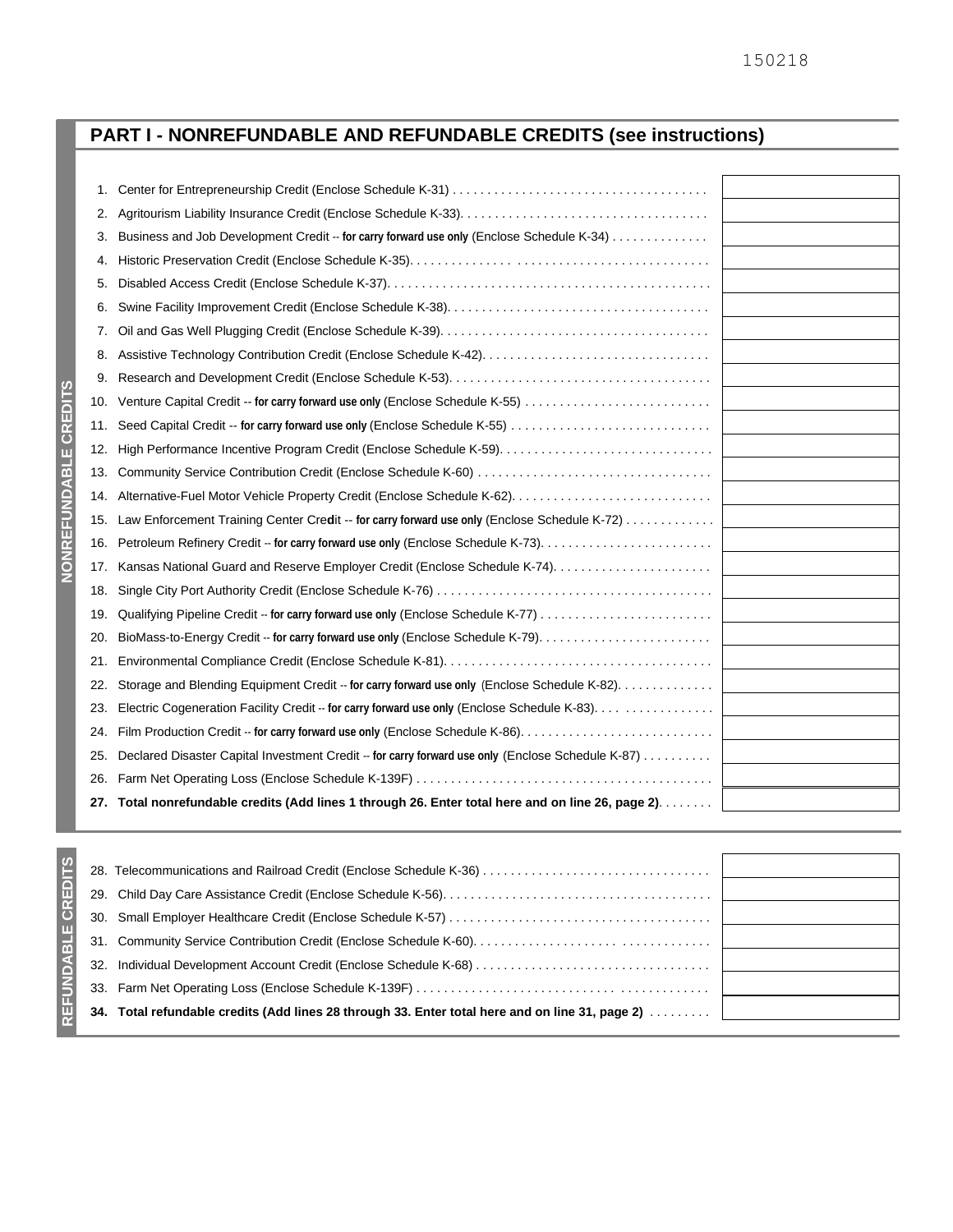150218

## PART I - NONREFUNDABLE AND REFUNDABLE CREDITS (see instructions)

### NONREFUNDABLE CREDITS

| | |
|---|---|
| 1. Center for Entrepreneurship Credit (Enclose Schedule K-31) | |
| 2. Agritourism Liability Insurance Credit (Enclose Schedule K-33) | |
| 3. Business and Job Development Credit -- **for carry forward use only** (Enclose Schedule K-34) | |
| 4. Historic Preservation Credit (Enclose Schedule K-35) | |
| 5. Disabled Access Credit (Enclose Schedule K-37) | |
| 6. Swine Facility Improvement Credit (Enclose Schedule K-38) | |
| 7. Oil and Gas Well Plugging Credit (Enclose Schedule K-39) | |
| 8. Assistive Technology Contribution Credit (Enclose Schedule K-42) | |
| 9. Research and Development Credit (Enclose Schedule K-53) | |
| 10. Venture Capital Credit -- **for carry forward use only** (Enclose Schedule K-55) | |
| 11. Seed Capital Credit -- **for carry forward use only** (Enclose Schedule K-55) | |
| 12. High Performance Incentive Program Credit (Enclose Schedule K-59) | |
| 13. Community Service Contribution Credit (Enclose Schedule K-60) | |
| 14. Alternative-Fuel Motor Vehicle Property Credit (Enclose Schedule K-62) | |
| 15. Law Enforcement Training Center Credit -- **for carry forward use only** (Enclose Schedule K-72) | |
| 16. Petroleum Refinery Credit -- **for carry forward use only** (Enclose Schedule K-73) | |
| 17. Kansas National Guard and Reserve Employer Credit (Enclose Schedule K-74) | |
| 18. Single City Port Authority Credit (Enclose Schedule K-76) | |
| 19. Qualifying Pipeline Credit -- **for carry forward use only** (Enclose Schedule K-77) | |
| 20. BioMass-to-Energy Credit -- **for carry forward use only** (Enclose Schedule K-79) | |
| 21. Environmental Compliance Credit (Enclose Schedule K-81) | |
| 22. Storage and Blending Equipment Credit -- **for carry forward use only** (Enclose Schedule K-82) | |
| 23. Electric Cogeneration Facility Credit -- **for carry forward use only** (Enclose Schedule K-83) | |
| 24. Film Production Credit -- **for carry forward use only** (Enclose Schedule K-86) | |
| 25. Declared Disaster Capital Investment Credit -- **for carry forward use only** (Enclose Schedule K-87) | |
| 26. Farm Net Operating Loss (Enclose Schedule K-139F) | |
| **27. Total nonrefundable credits (Add lines 1 through 26. Enter total here and on line 26, page 2)** | |

### REFUNDABLE CREDITS

| | |
|---|---|
| 28. Telecommunications and Railroad Credit (Enclose Schedule K-36) | |
| 29. Child Day Care Assistance Credit (Enclose Schedule K-56) | |
| 30. Small Employer Healthcare Credit (Enclose Schedule K-57) | |
| 31. Community Service Contribution Credit (Enclose Schedule K-60) | |
| 32. Individual Development Account Credit (Enclose Schedule K-68) | |
| 33. Farm Net Operating Loss (Enclose Schedule K-139F) | |
| **34. Total refundable credits (Add lines 28 through 33. Enter total here and on line 31, page 2)** | |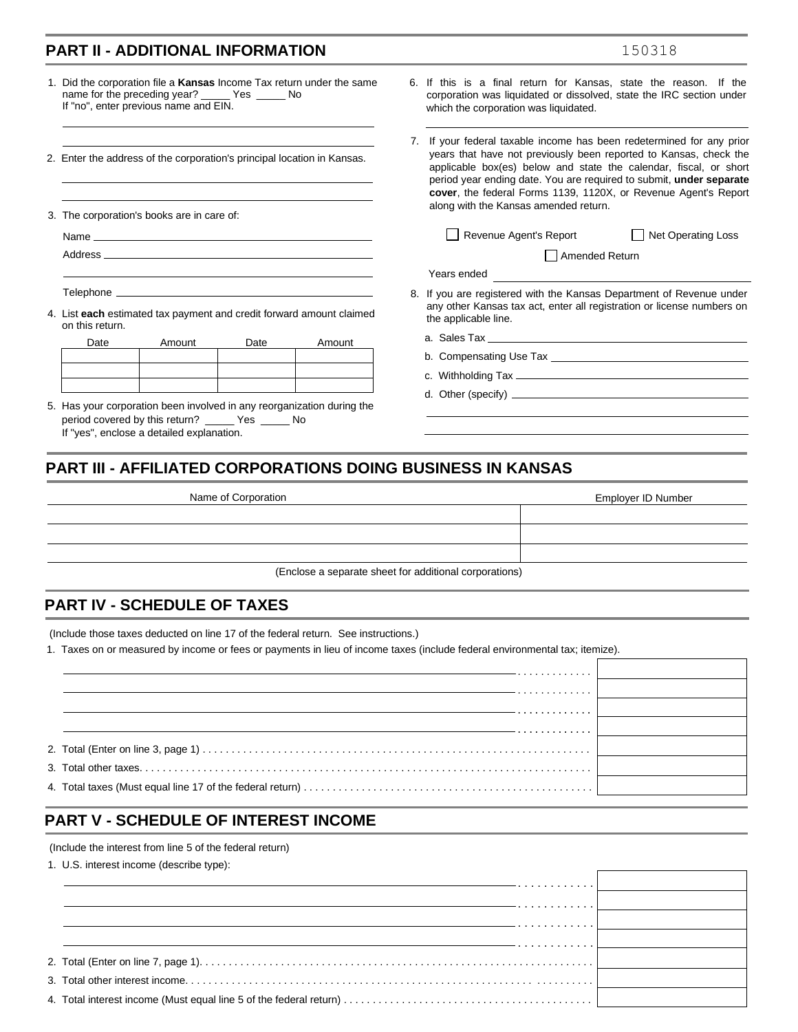## PART II - ADDITIONAL INFORMATION

150318

1. Did the corporation file a **Kansas** Income Tax return under the same name for the preceding year? _____ Yes _____ No
   If "no", enter previous name and EIN.

2. Enter the address of the corporation's principal location in Kansas.

3. The corporation's books are in care of:

   Name ______________________________

   Address ______________________________

   Telephone ______________________________

4. List **each** estimated tax payment and credit forward amount claimed on this return.

| Date | Amount | Date | Amount |
|---|---|---|---|
| | | | |
| | | | |
| | | | |

5. Has your corporation been involved in any reorganization during the period covered by this return? _____ Yes _____ No
   If "yes", enclose a detailed explanation.

6. If this is a final return for Kansas, state the reason. If the corporation was liquidated or dissolved, state the IRC section under which the corporation was liquidated.

7. If your federal taxable income has been redetermined for any prior years that have not previously been reported to Kansas, check the applicable box(es) below and state the calendar, fiscal, or short period year ending date. You are required to submit, **under separate cover**, the federal Forms 1139, 1120X, or Revenue Agent's Report along with the Kansas amended return.

   ☐ Revenue Agent's Report ☐ Net Operating Loss ☐ Amended Return

   Years ended ______________________________

8. If you are registered with the Kansas Department of Revenue under any other Kansas tax act, enter all registration or license numbers on the applicable line.

   a. Sales Tax ______________________________

   b. Compensating Use Tax ______________________________

   c. Withholding Tax ______________________________

   d. Other (specify) ______________________________

## PART III - AFFILIATED CORPORATIONS DOING BUSINESS IN KANSAS

| Name of Corporation | Employer ID Number |
|---|---|
| | |
| | |
| | |

(Enclose a separate sheet for additional corporations)

## PART IV - SCHEDULE OF TAXES

(Include those taxes deducted on line 17 of the federal return. See instructions.)

1. Taxes on or measured by income or fees or payments in lieu of income taxes (include federal environmental tax; itemize).

| | |
|---|---|
| ............ | |
| ............ | |
| ............ | |
| ............ | |
| 2. Total (Enter on line 3, page 1) | |
| 3. Total other taxes | |
| 4. Total taxes (Must equal line 17 of the federal return) | |

## PART V - SCHEDULE OF INTEREST INCOME

(Include the interest from line 5 of the federal return)

1. U.S. interest income (describe type):

| | |
|---|---|
| ............ | |
| ............ | |
| ............ | |
| ............ | |
| 2. Total (Enter on line 7, page 1) | |
| 3. Total other interest income | |
| 4. Total interest income (Must equal line 5 of the federal return) | |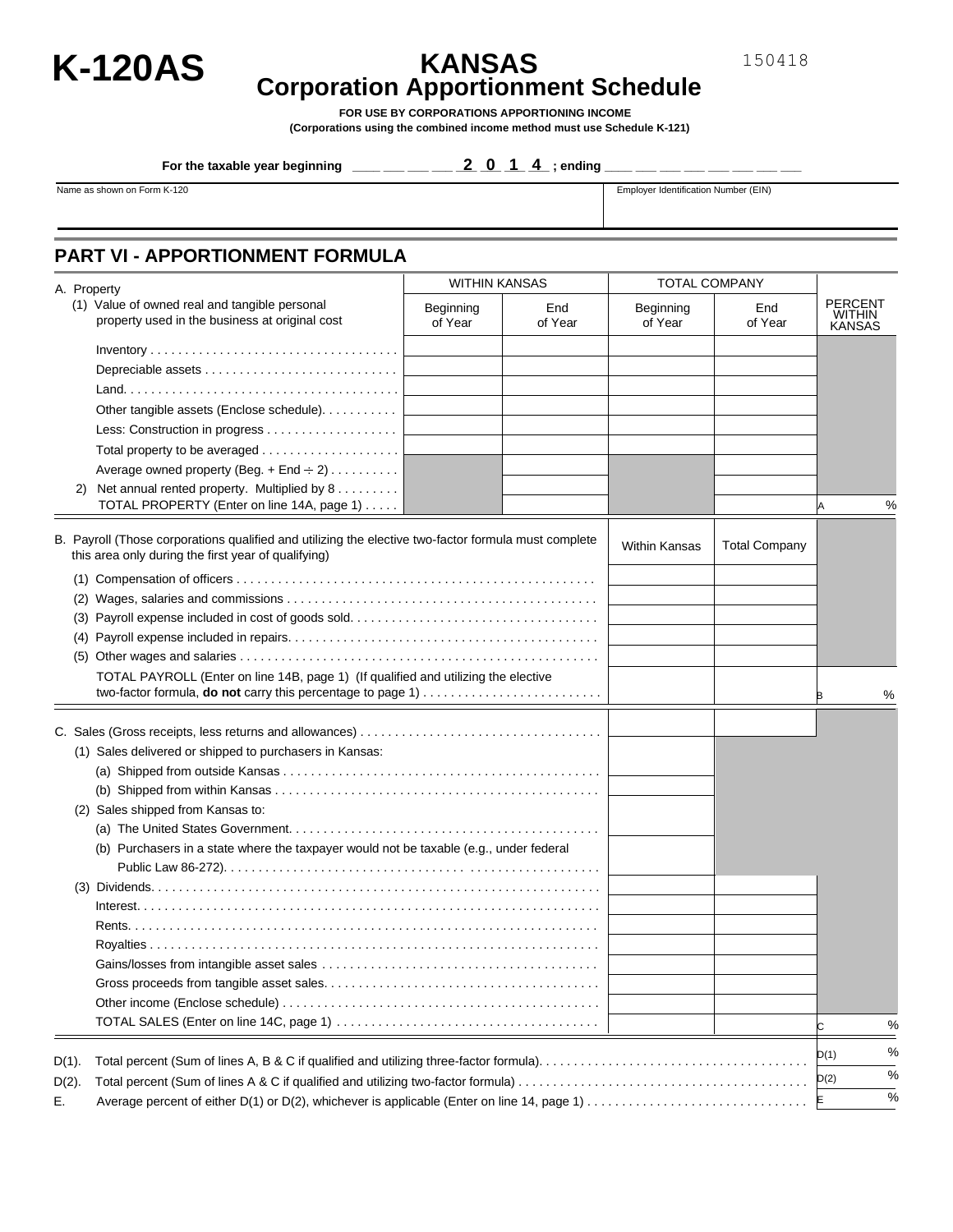# K-120AS

# KANSAS
## Corporation Apportionment Schedule

150418

**FOR USE BY CORPORATIONS APPORTIONING INCOME**

**(Corporations using the combined income method must use Schedule K-121)**

**For the taxable year beginning** ___ ___ ___ ___ **2 0 1 4** **; ending** ___ ___ ___ ___ ___ ___ ___ ___

| Name as shown on Form K-120 | Employer Identification Number (EIN) |
|---|---|
| | |

## PART VI - APPORTIONMENT FORMULA

| A. Property | WITHIN KANSAS | | TOTAL COMPANY | | PERCENT WITHIN KANSAS |
|---|---|---|---|---|---|
| (1) Value of owned real and tangible personal property used in the business at original cost | Beginning of Year | End of Year | Beginning of Year | End of Year | |
| Inventory | | | | | |
| Depreciable assets | | | | | |
| Land | | | | | |
| Other tangible assets (Enclose schedule) | | | | | |
| Less: Construction in progress | | | | | |
| Total property to be averaged | | | | | |
| Average owned property (Beg. + End ÷ 2) | | | | | |
| 2) Net annual rented property. Multiplied by 8 | | | | | |
| TOTAL PROPERTY (Enter on line 14A, page 1) | | | | | A % |

| B. Payroll (Those corporations qualified and utilizing the elective two-factor formula must complete this area only during the first year of qualifying) | Within Kansas | Total Company | |
|---|---|---|---|
| (1) Compensation of officers | | | |
| (2) Wages, salaries and commissions | | | |
| (3) Payroll expense included in cost of goods sold | | | |
| (4) Payroll expense included in repairs | | | |
| (5) Other wages and salaries | | | |
| TOTAL PAYROLL (Enter on line 14B, page 1) (If qualified and utilizing the elective two-factor formula, **do not** carry this percentage to page 1) | | | B % |

| C. Sales (Gross receipts, less returns and allowances) | | | |
|---|---|---|---|
| (1) Sales delivered or shipped to purchasers in Kansas: | | | |
| (a) Shipped from outside Kansas | | | |
| (b) Shipped from within Kansas | | | |
| (2) Sales shipped from Kansas to: | | | |
| (a) The United States Government | | | |
| (b) Purchasers in a state where the taxpayer would not be taxable (e.g., under federal Public Law 86-272) | | | |
| (3) Dividends | | | |
| Interest | | | |
| Rents | | | |
| Royalties | | | |
| Gains/losses from intangible asset sales | | | |
| Gross proceeds from tangible asset sales | | | |
| Other income (Enclose schedule) | | | |
| TOTAL SALES (Enter on line 14C, page 1) | | | C % |

| | | |
|---|---|---|
| D(1). | Total percent (Sum of lines A, B & C if qualified and utilizing three-factor formula) | D(1) % |
| D(2). | Total percent (Sum of lines A & C if qualified and utilizing two-factor formula) | D(2) % |
| E. | Average percent of either D(1) or D(2), whichever is applicable (Enter on line 14, page 1) | E % |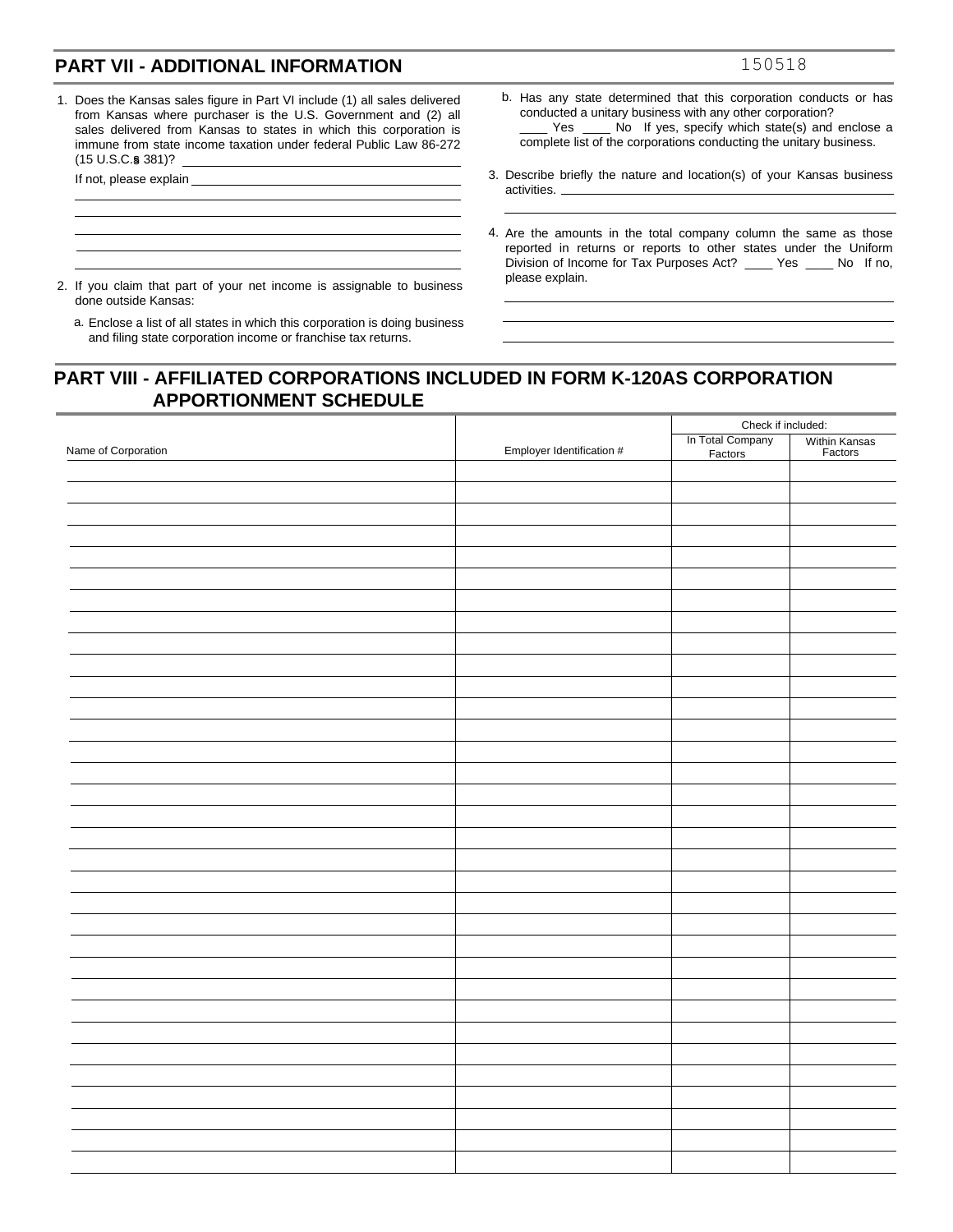## PART VII - ADDITIONAL INFORMATION

150518

1. Does the Kansas sales figure in Part VI include (1) all sales delivered from Kansas where purchaser is the U.S. Government and (2) all sales delivered from Kansas to states in which this corporation is immune from state income taxation under federal Public Law 86-272 (15 U.S.C.§ 381)? ________________

   If not, please explain ________________

2. If you claim that part of your net income is assignable to business done outside Kansas:

   a. Enclose a list of all states in which this corporation is doing business and filing state corporation income or franchise tax returns.

   b. Has any state determined that this corporation conducts or has conducted a unitary business with any other corporation? ____ Yes ____ No If yes, specify which state(s) and enclose a complete list of the corporations conducting the unitary business.

3. Describe briefly the nature and location(s) of your Kansas business activities. ________________

4. Are the amounts in the total company column the same as those reported in returns or reports to other states under the Uniform Division of Income for Tax Purposes Act? ____ Yes ____ No If no, please explain.

## PART VIII - AFFILIATED CORPORATIONS INCLUDED IN FORM K-120AS CORPORATION APPORTIONMENT SCHEDULE

| | | Check if included: | |
|---|---|---|---|
| Name of Corporation | Employer Identification # | In Total Company Factors | Within Kansas Factors |
| | | | |
| | | | |
| | | | |
| | | | |
| | | | |
| | | | |
| | | | |
| | | | |
| | | | |
| | | | |
| | | | |
| | | | |
| | | | |
| | | | |
| | | | |
| | | | |
| | | | |
| | | | |
| | | | |
| | | | |
| | | | |
| | | | |
| | | | |
| | | | |
| | | | |
| | | | |
| | | | |
| | | | |
| | | | |
| | | | |
| | | | |
| | | | |
| | | | |